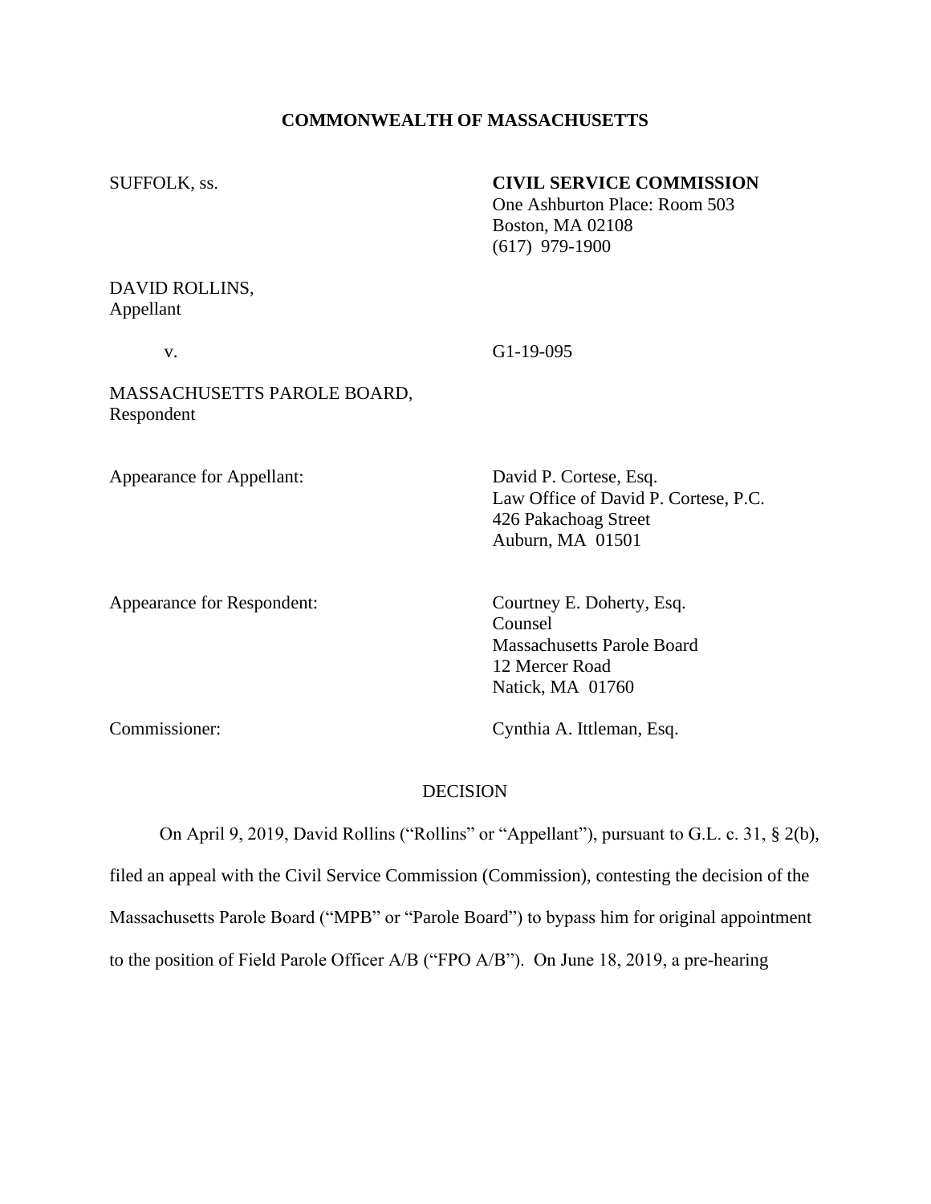**COMMONWEALTH OF MASSACHUSETTS**

SUFFOLK, ss.

**CIVIL SERVICE COMMISSION**
One Ashburton Place: Room 503
Boston, MA 02108
(617) 979-1900

DAVID ROLLINS,
Appellant

v.

G1-19-095

MASSACHUSETTS PAROLE BOARD,
Respondent

Appearance for Appellant:

David P. Cortese, Esq.
Law Office of David P. Cortese, P.C.
426 Pakachoag Street
Auburn, MA 01501

Appearance for Respondent:

Courtney E. Doherty, Esq.
Counsel
Massachusetts Parole Board
12 Mercer Road
Natick, MA 01760

Commissioner:

Cynthia A. Ittleman, Esq.

DECISION

On April 9, 2019, David Rollins ("Rollins" or "Appellant"), pursuant to G.L. c. 31, § 2(b), filed an appeal with the Civil Service Commission (Commission), contesting the decision of the Massachusetts Parole Board ("MPB" or "Parole Board") to bypass him for original appointment to the position of Field Parole Officer A/B ("FPO A/B"). On June 18, 2019, a pre-hearing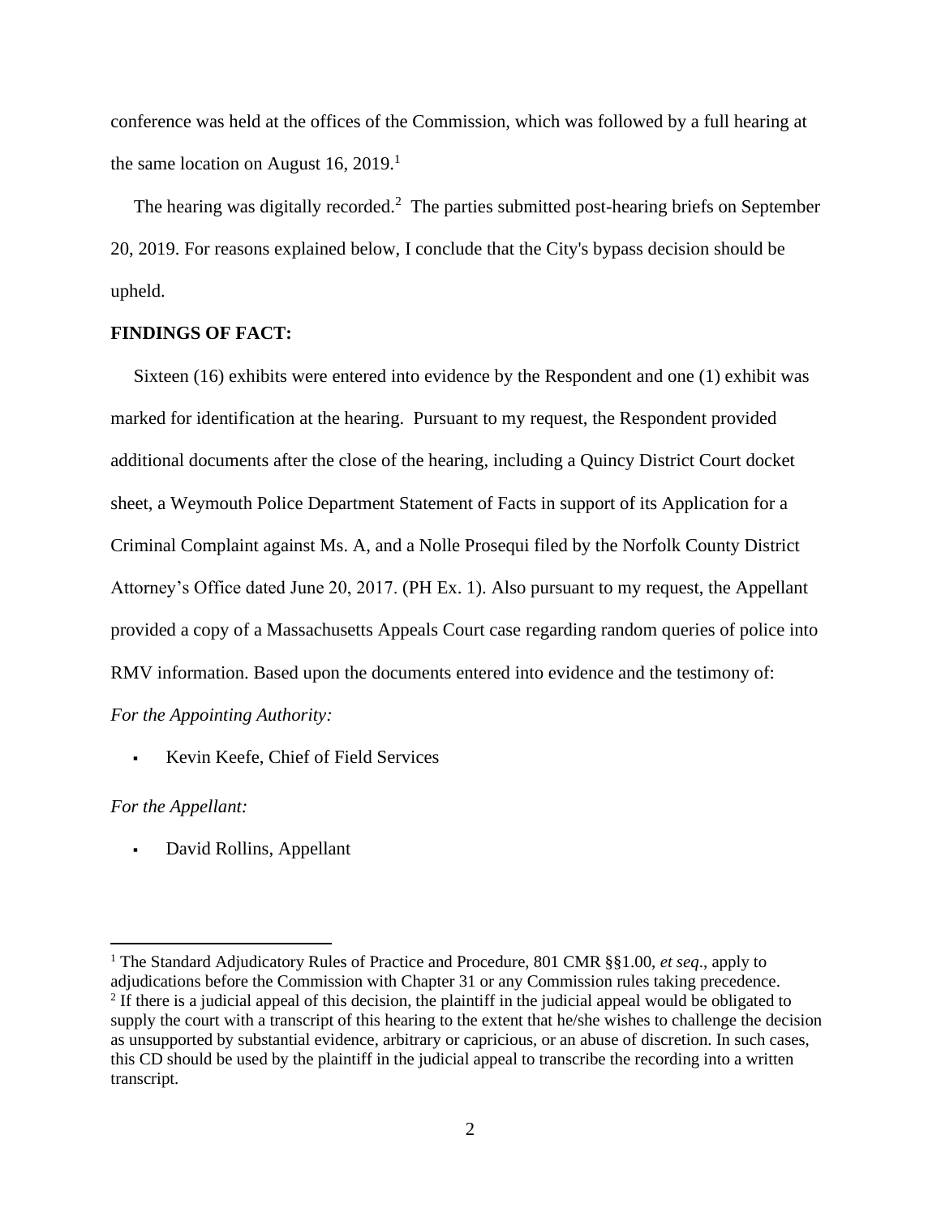conference was held at the offices of the Commission, which was followed by a full hearing at the same location on August 16, 2019.[1]

The hearing was digitally recorded.[2] The parties submitted post-hearing briefs on September 20, 2019. For reasons explained below, I conclude that the City's bypass decision should be upheld.

**FINDINGS OF FACT:**

Sixteen (16) exhibits were entered into evidence by the Respondent and one (1) exhibit was marked for identification at the hearing. Pursuant to my request, the Respondent provided additional documents after the close of the hearing, including a Quincy District Court docket sheet, a Weymouth Police Department Statement of Facts in support of its Application for a Criminal Complaint against Ms. A, and a Nolle Prosequi filed by the Norfolk County District Attorney's Office dated June 20, 2017. (PH Ex. 1). Also pursuant to my request, the Appellant provided a copy of a Massachusetts Appeals Court case regarding random queries of police into RMV information. Based upon the documents entered into evidence and the testimony of:

*For the Appointing Authority:*

- Kevin Keefe, Chief of Field Services

*For the Appellant:*

- David Rollins, Appellant

---

[1] The Standard Adjudicatory Rules of Practice and Procedure, 801 CMR §§1.00, *et seq*., apply to adjudications before the Commission with Chapter 31 or any Commission rules taking precedence.

[2] If there is a judicial appeal of this decision, the plaintiff in the judicial appeal would be obligated to supply the court with a transcript of this hearing to the extent that he/she wishes to challenge the decision as unsupported by substantial evidence, arbitrary or capricious, or an abuse of discretion. In such cases, this CD should be used by the plaintiff in the judicial appeal to transcribe the recording into a written transcript.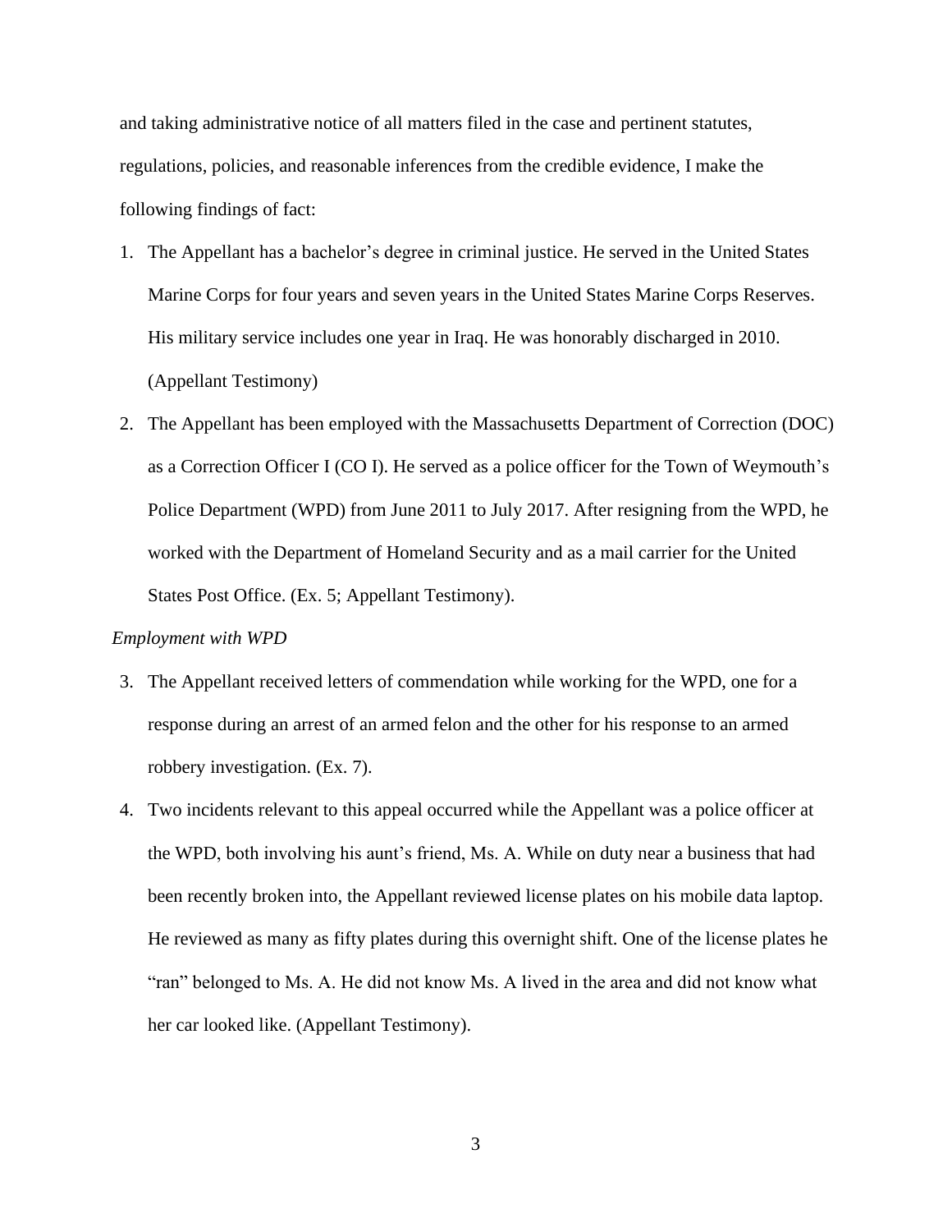and taking administrative notice of all matters filed in the case and pertinent statutes, regulations, policies, and reasonable inferences from the credible evidence, I make the following findings of fact:

1. The Appellant has a bachelor's degree in criminal justice. He served in the United States Marine Corps for four years and seven years in the United States Marine Corps Reserves. His military service includes one year in Iraq. He was honorably discharged in 2010. (Appellant Testimony)

2. The Appellant has been employed with the Massachusetts Department of Correction (DOC) as a Correction Officer I (CO I). He served as a police officer for the Town of Weymouth's Police Department (WPD) from June 2011 to July 2017. After resigning from the WPD, he worked with the Department of Homeland Security and as a mail carrier for the United States Post Office. (Ex. 5; Appellant Testimony).

*Employment with WPD*

3. The Appellant received letters of commendation while working for the WPD, one for a response during an arrest of an armed felon and the other for his response to an armed robbery investigation. (Ex. 7).

4. Two incidents relevant to this appeal occurred while the Appellant was a police officer at the WPD, both involving his aunt's friend, Ms. A. While on duty near a business that had been recently broken into, the Appellant reviewed license plates on his mobile data laptop. He reviewed as many as fifty plates during this overnight shift. One of the license plates he "ran" belonged to Ms. A. He did not know Ms. A lived in the area and did not know what her car looked like. (Appellant Testimony).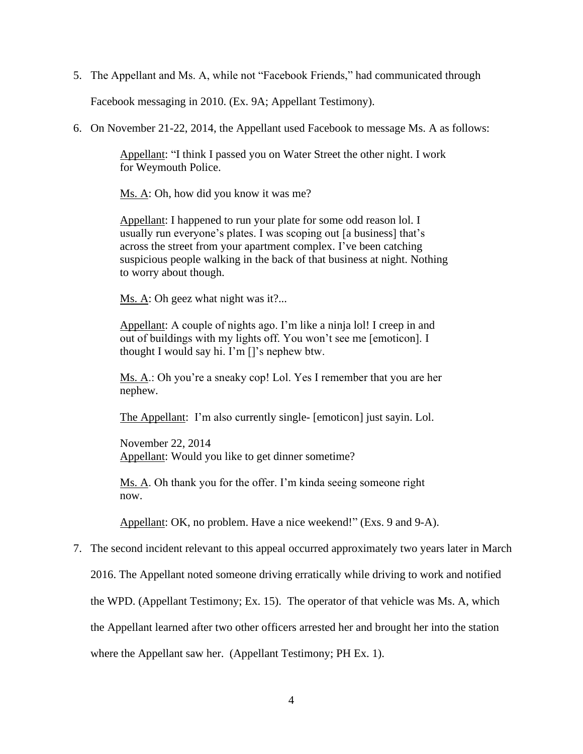5. The Appellant and Ms. A, while not "Facebook Friends," had communicated through Facebook messaging in 2010. (Ex. 9A; Appellant Testimony).

6. On November 21-22, 2014, the Appellant used Facebook to message Ms. A as follows:

   > <u>Appellant</u>: "I think I passed you on Water Street the other night. I work for Weymouth Police.
   >
   > <u>Ms. A</u>: Oh, how did you know it was me?
   >
   > <u>Appellant</u>: I happened to run your plate for some odd reason lol. I usually run everyone's plates. I was scoping out [a business] that's across the street from your apartment complex. I've been catching suspicious people walking in the back of that business at night. Nothing to worry about though.
   >
   > <u>Ms. A</u>: Oh geez what night was it?...
   >
   > <u>Appellant</u>: A couple of nights ago. I'm like a ninja lol! I creep in and out of buildings with my lights off. You won't see me [emoticon]. I thought I would say hi. I'm []'s nephew btw.
   >
   > <u>Ms. A</u>.: Oh you're a sneaky cop! Lol. Yes I remember that you are her nephew.
   >
   > <u>The Appellant</u>: I'm also currently single- [emoticon] just sayin. Lol.
   >
   > November 22, 2014
   > <u>Appellant</u>: Would you like to get dinner sometime?
   >
   > <u>Ms. A</u>. Oh thank you for the offer. I'm kinda seeing someone right now.
   >
   > <u>Appellant</u>: OK, no problem. Have a nice weekend!" (Exs. 9 and 9-A).

7. The second incident relevant to this appeal occurred approximately two years later in March 2016. The Appellant noted someone driving erratically while driving to work and notified the WPD. (Appellant Testimony; Ex. 15). The operator of that vehicle was Ms. A, which the Appellant learned after two other officers arrested her and brought her into the station where the Appellant saw her. (Appellant Testimony; PH Ex. 1).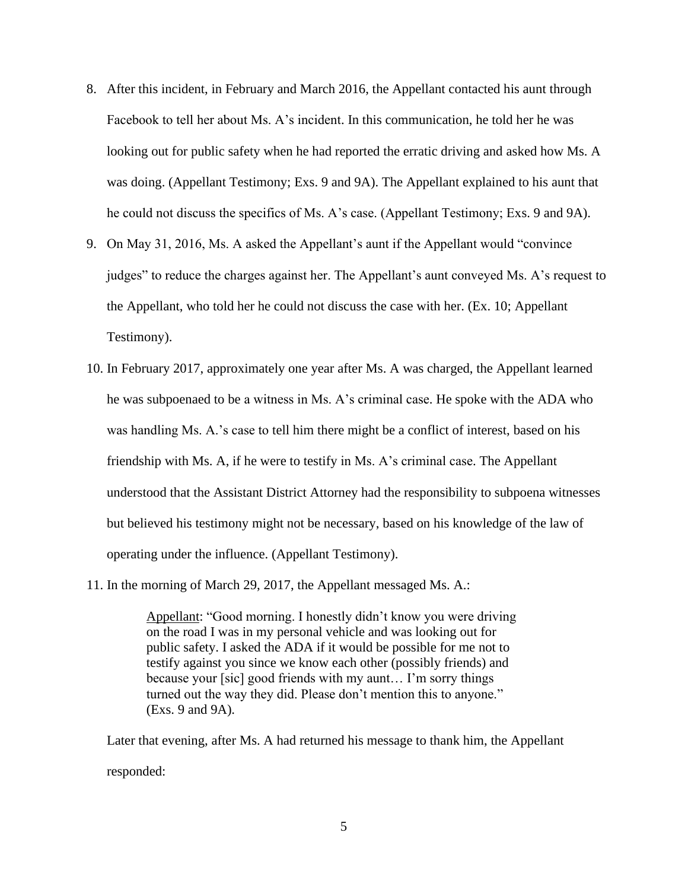8. After this incident, in February and March 2016, the Appellant contacted his aunt through Facebook to tell her about Ms. A's incident. In this communication, he told her he was looking out for public safety when he had reported the erratic driving and asked how Ms. A was doing. (Appellant Testimony; Exs. 9 and 9A). The Appellant explained to his aunt that he could not discuss the specifics of Ms. A's case. (Appellant Testimony; Exs. 9 and 9A).

9. On May 31, 2016, Ms. A asked the Appellant's aunt if the Appellant would "convince judges" to reduce the charges against her. The Appellant's aunt conveyed Ms. A's request to the Appellant, who told her he could not discuss the case with her. (Ex. 10; Appellant Testimony).

10. In February 2017, approximately one year after Ms. A was charged, the Appellant learned he was subpoenaed to be a witness in Ms. A's criminal case. He spoke with the ADA who was handling Ms. A.'s case to tell him there might be a conflict of interest, based on his friendship with Ms. A, if he were to testify in Ms. A's criminal case. The Appellant understood that the Assistant District Attorney had the responsibility to subpoena witnesses but believed his testimony might not be necessary, based on his knowledge of the law of operating under the influence. (Appellant Testimony).

11. In the morning of March 29, 2017, the Appellant messaged Ms. A.:

    > Appellant: "Good morning. I honestly didn't know you were driving on the road I was in my personal vehicle and was looking out for public safety. I asked the ADA if it would be possible for me not to testify against you since we know each other (possibly friends) and because your [sic] good friends with my aunt… I'm sorry things turned out the way they did. Please don't mention this to anyone." (Exs. 9 and 9A).

    Later that evening, after Ms. A had returned his message to thank him, the Appellant responded: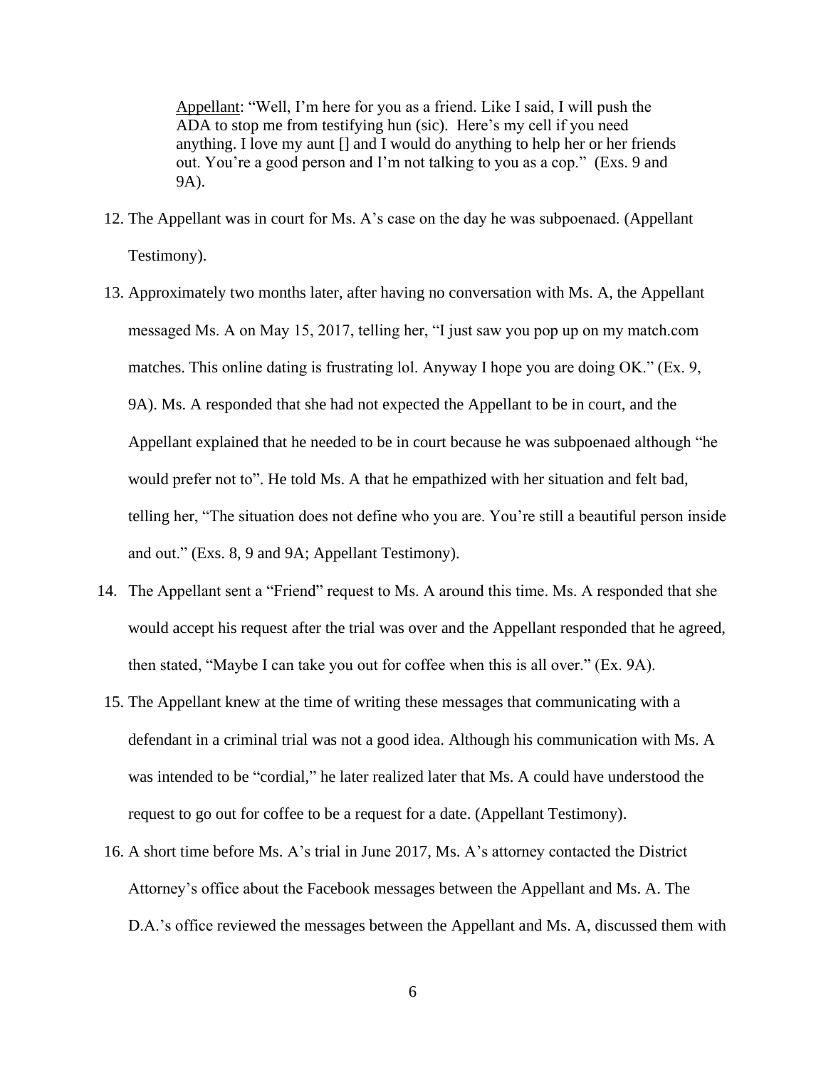> Appellant: "Well, I'm here for you as a friend. Like I said, I will push the ADA to stop me from testifying hun (sic). Here's my cell if you need anything. I love my aunt [] and I would do anything to help her or her friends out. You're a good person and I'm not talking to you as a cop." (Exs. 9 and 9A).

12. The Appellant was in court for Ms. A's case on the day he was subpoenaed. (Appellant Testimony).

13. Approximately two months later, after having no conversation with Ms. A, the Appellant messaged Ms. A on May 15, 2017, telling her, "I just saw you pop up on my match.com matches. This online dating is frustrating lol. Anyway I hope you are doing OK." (Ex. 9, 9A). Ms. A responded that she had not expected the Appellant to be in court, and the Appellant explained that he needed to be in court because he was subpoenaed although "he would prefer not to". He told Ms. A that he empathized with her situation and felt bad, telling her, "The situation does not define who you are. You're still a beautiful person inside and out." (Exs. 8, 9 and 9A; Appellant Testimony).

14. The Appellant sent a "Friend" request to Ms. A around this time. Ms. A responded that she would accept his request after the trial was over and the Appellant responded that he agreed, then stated, "Maybe I can take you out for coffee when this is all over." (Ex. 9A).

15. The Appellant knew at the time of writing these messages that communicating with a defendant in a criminal trial was not a good idea. Although his communication with Ms. A was intended to be "cordial," he later realized later that Ms. A could have understood the request to go out for coffee to be a request for a date. (Appellant Testimony).

16. A short time before Ms. A's trial in June 2017, Ms. A's attorney contacted the District Attorney's office about the Facebook messages between the Appellant and Ms. A. The D.A.'s office reviewed the messages between the Appellant and Ms. A, discussed them with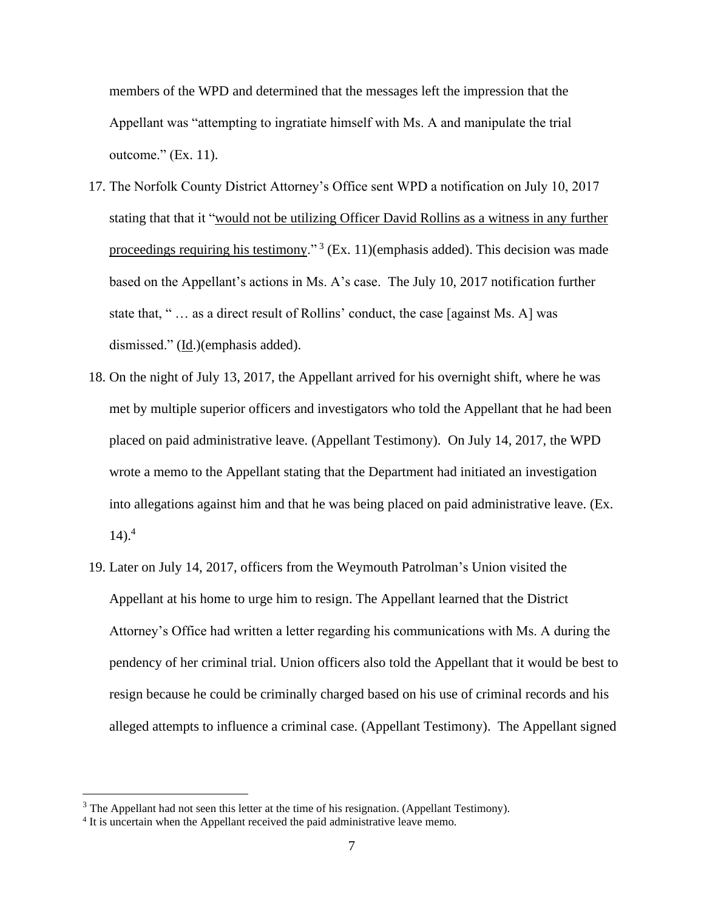members of the WPD and determined that the messages left the impression that the Appellant was "attempting to ingratiate himself with Ms. A and manipulate the trial outcome." (Ex. 11).

17. The Norfolk County District Attorney's Office sent WPD a notification on July 10, 2017 stating that that it "<u>would not be utilizing Officer David Rollins as a witness in any further proceedings requiring his testimony</u>."[3] (Ex. 11)(emphasis added). This decision was made based on the Appellant's actions in Ms. A's case. The July 10, 2017 notification further state that, " … as a direct result of Rollins' conduct, the case [against Ms. A] was dismissed." (<u>Id</u>.)(emphasis added).

18. On the night of July 13, 2017, the Appellant arrived for his overnight shift, where he was met by multiple superior officers and investigators who told the Appellant that he had been placed on paid administrative leave. (Appellant Testimony). On July 14, 2017, the WPD wrote a memo to the Appellant stating that the Department had initiated an investigation into allegations against him and that he was being placed on paid administrative leave. (Ex. 14).[4]

19. Later on July 14, 2017, officers from the Weymouth Patrolman's Union visited the Appellant at his home to urge him to resign. The Appellant learned that the District Attorney's Office had written a letter regarding his communications with Ms. A during the pendency of her criminal trial. Union officers also told the Appellant that it would be best to resign because he could be criminally charged based on his use of criminal records and his alleged attempts to influence a criminal case. (Appellant Testimony). The Appellant signed

---

[3] The Appellant had not seen this letter at the time of his resignation. (Appellant Testimony).

[4] It is uncertain when the Appellant received the paid administrative leave memo.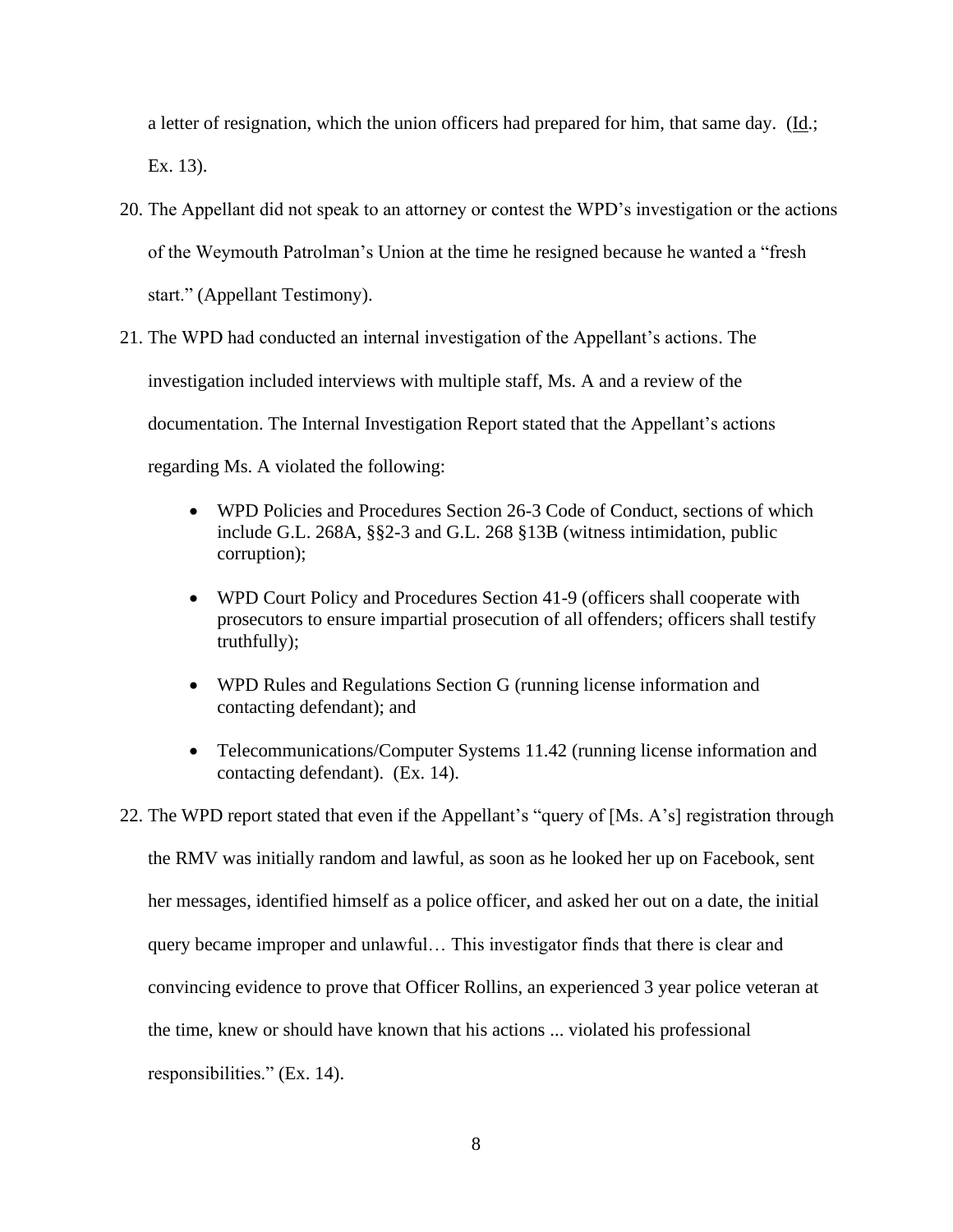a letter of resignation, which the union officers had prepared for him, that same day. (Id.; Ex. 13).

20. The Appellant did not speak to an attorney or contest the WPD's investigation or the actions of the Weymouth Patrolman's Union at the time he resigned because he wanted a "fresh start." (Appellant Testimony).

21. The WPD had conducted an internal investigation of the Appellant's actions. The investigation included interviews with multiple staff, Ms. A and a review of the documentation. The Internal Investigation Report stated that the Appellant's actions regarding Ms. A violated the following:

    - WPD Policies and Procedures Section 26-3 Code of Conduct, sections of which include G.L. 268A, §§2-3 and G.L. 268 §13B (witness intimidation, public corruption);
    - WPD Court Policy and Procedures Section 41-9 (officers shall cooperate with prosecutors to ensure impartial prosecution of all offenders; officers shall testify truthfully);
    - WPD Rules and Regulations Section G (running license information and contacting defendant); and
    - Telecommunications/Computer Systems 11.42 (running license information and contacting defendant). (Ex. 14).

22. The WPD report stated that even if the Appellant's "query of [Ms. A's] registration through the RMV was initially random and lawful, as soon as he looked her up on Facebook, sent her messages, identified himself as a police officer, and asked her out on a date, the initial query became improper and unlawful… This investigator finds that there is clear and convincing evidence to prove that Officer Rollins, an experienced 3 year police veteran at the time, knew or should have known that his actions ... violated his professional responsibilities." (Ex. 14).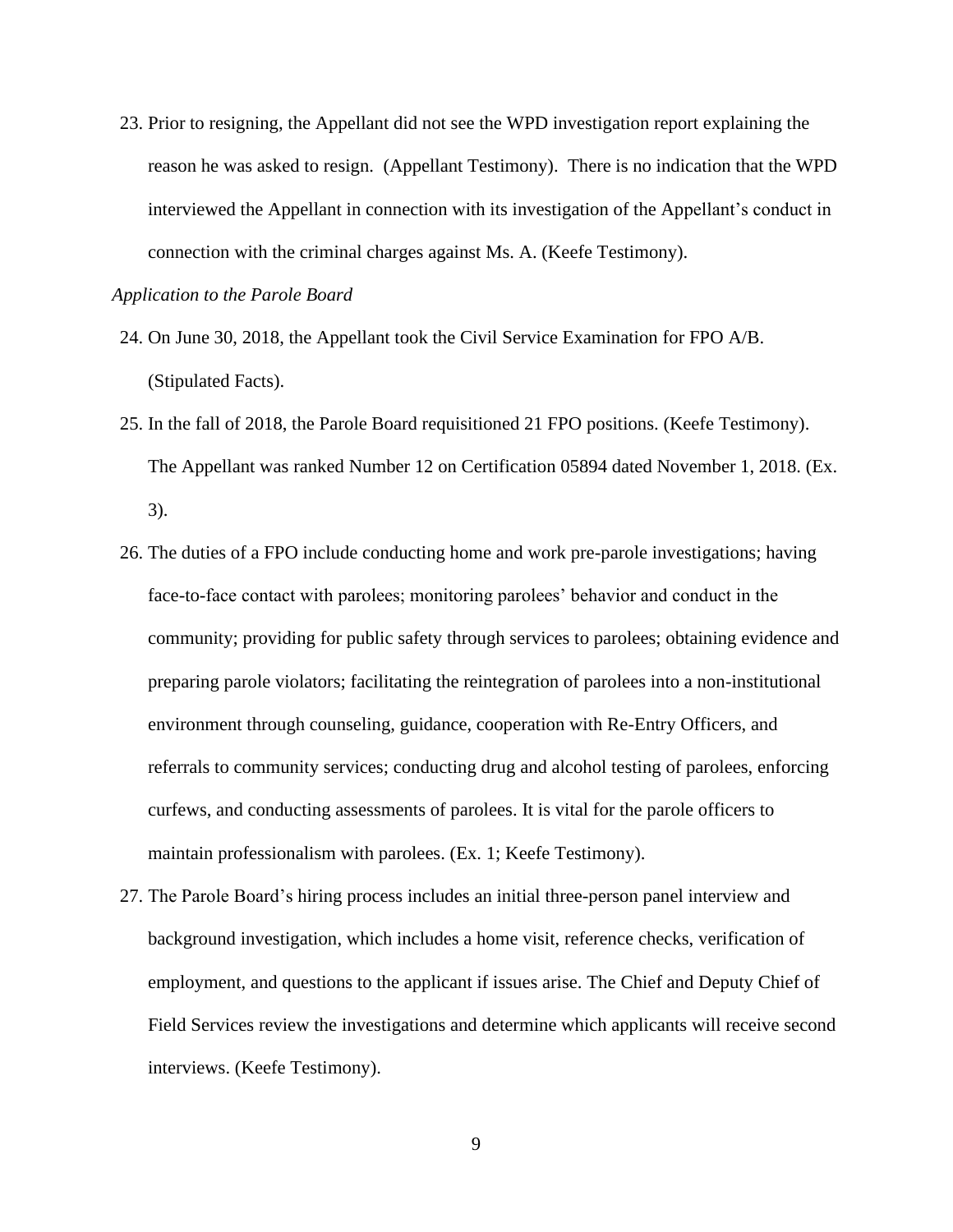23. Prior to resigning, the Appellant did not see the WPD investigation report explaining the reason he was asked to resign. (Appellant Testimony). There is no indication that the WPD interviewed the Appellant in connection with its investigation of the Appellant's conduct in connection with the criminal charges against Ms. A. (Keefe Testimony).

*Application to the Parole Board*

24. On June 30, 2018, the Appellant took the Civil Service Examination for FPO A/B. (Stipulated Facts).
25. In the fall of 2018, the Parole Board requisitioned 21 FPO positions. (Keefe Testimony). The Appellant was ranked Number 12 on Certification 05894 dated November 1, 2018. (Ex. 3).
26. The duties of a FPO include conducting home and work pre-parole investigations; having face-to-face contact with parolees; monitoring parolees' behavior and conduct in the community; providing for public safety through services to parolees; obtaining evidence and preparing parole violators; facilitating the reintegration of parolees into a non-institutional environment through counseling, guidance, cooperation with Re-Entry Officers, and referrals to community services; conducting drug and alcohol testing of parolees, enforcing curfews, and conducting assessments of parolees. It is vital for the parole officers to maintain professionalism with parolees. (Ex. 1; Keefe Testimony).
27. The Parole Board's hiring process includes an initial three-person panel interview and background investigation, which includes a home visit, reference checks, verification of employment, and questions to the applicant if issues arise. The Chief and Deputy Chief of Field Services review the investigations and determine which applicants will receive second interviews. (Keefe Testimony).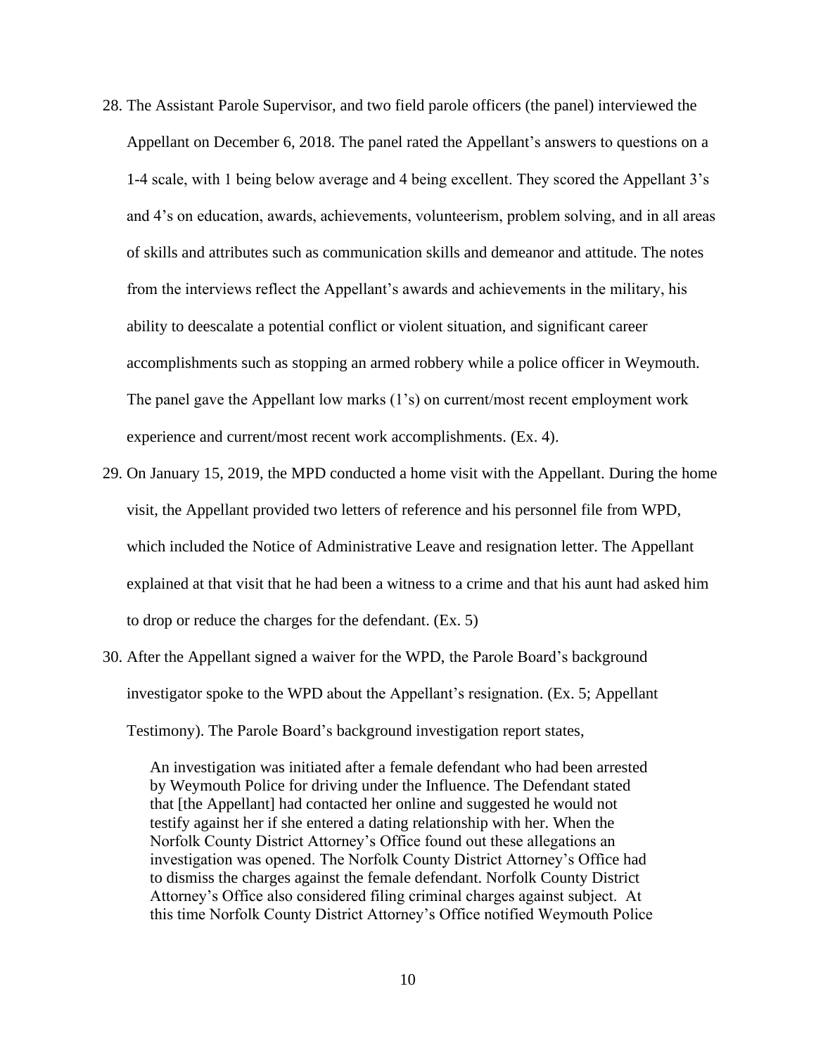28. The Assistant Parole Supervisor, and two field parole officers (the panel) interviewed the Appellant on December 6, 2018. The panel rated the Appellant's answers to questions on a 1-4 scale, with 1 being below average and 4 being excellent. They scored the Appellant 3's and 4's on education, awards, achievements, volunteerism, problem solving, and in all areas of skills and attributes such as communication skills and demeanor and attitude. The notes from the interviews reflect the Appellant's awards and achievements in the military, his ability to deescalate a potential conflict or violent situation, and significant career accomplishments such as stopping an armed robbery while a police officer in Weymouth. The panel gave the Appellant low marks (1's) on current/most recent employment work experience and current/most recent work accomplishments. (Ex. 4).

29. On January 15, 2019, the MPD conducted a home visit with the Appellant. During the home visit, the Appellant provided two letters of reference and his personnel file from WPD, which included the Notice of Administrative Leave and resignation letter. The Appellant explained at that visit that he had been a witness to a crime and that his aunt had asked him to drop or reduce the charges for the defendant. (Ex. 5)

30. After the Appellant signed a waiver for the WPD, the Parole Board's background investigator spoke to the WPD about the Appellant's resignation. (Ex. 5; Appellant Testimony). The Parole Board's background investigation report states,

    > An investigation was initiated after a female defendant who had been arrested by Weymouth Police for driving under the Influence. The Defendant stated that [the Appellant] had contacted her online and suggested he would not testify against her if she entered a dating relationship with her. When the Norfolk County District Attorney's Office found out these allegations an investigation was opened. The Norfolk County District Attorney's Office had to dismiss the charges against the female defendant. Norfolk County District Attorney's Office also considered filing criminal charges against subject. At this time Norfolk County District Attorney's Office notified Weymouth Police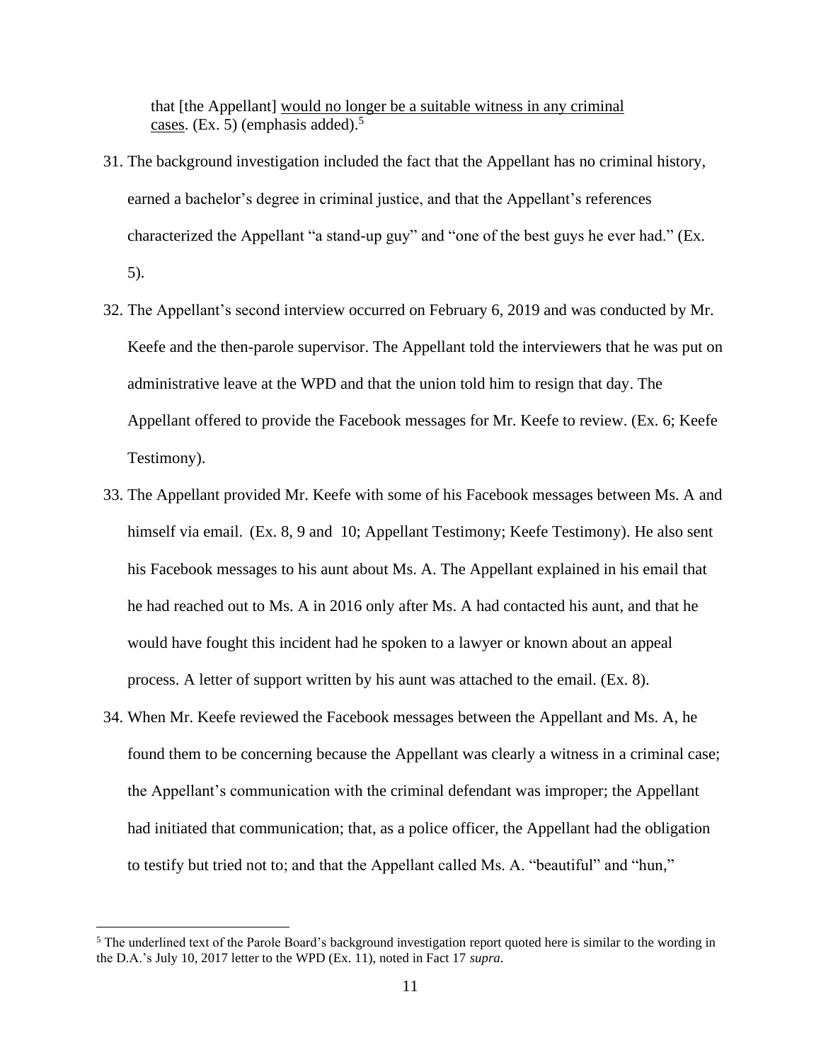> that [the Appellant] would no longer be a suitable witness in any criminal cases. (Ex. 5) (emphasis added).[5]

31. The background investigation included the fact that the Appellant has no criminal history, earned a bachelor's degree in criminal justice, and that the Appellant's references characterized the Appellant "a stand-up guy" and "one of the best guys he ever had." (Ex. 5).

32. The Appellant's second interview occurred on February 6, 2019 and was conducted by Mr. Keefe and the then-parole supervisor. The Appellant told the interviewers that he was put on administrative leave at the WPD and that the union told him to resign that day. The Appellant offered to provide the Facebook messages for Mr. Keefe to review. (Ex. 6; Keefe Testimony).

33. The Appellant provided Mr. Keefe with some of his Facebook messages between Ms. A and himself via email. (Ex. 8, 9 and 10; Appellant Testimony; Keefe Testimony). He also sent his Facebook messages to his aunt about Ms. A. The Appellant explained in his email that he had reached out to Ms. A in 2016 only after Ms. A had contacted his aunt, and that he would have fought this incident had he spoken to a lawyer or known about an appeal process. A letter of support written by his aunt was attached to the email. (Ex. 8).

34. When Mr. Keefe reviewed the Facebook messages between the Appellant and Ms. A, he found them to be concerning because the Appellant was clearly a witness in a criminal case; the Appellant's communication with the criminal defendant was improper; the Appellant had initiated that communication; that, as a police officer, the Appellant had the obligation to testify but tried not to; and that the Appellant called Ms. A. "beautiful" and "hun,"

---

[5] The underlined text of the Parole Board's background investigation report quoted here is similar to the wording in the D.A.'s July 10, 2017 letter to the WPD (Ex. 11), noted in Fact 17 *supra*.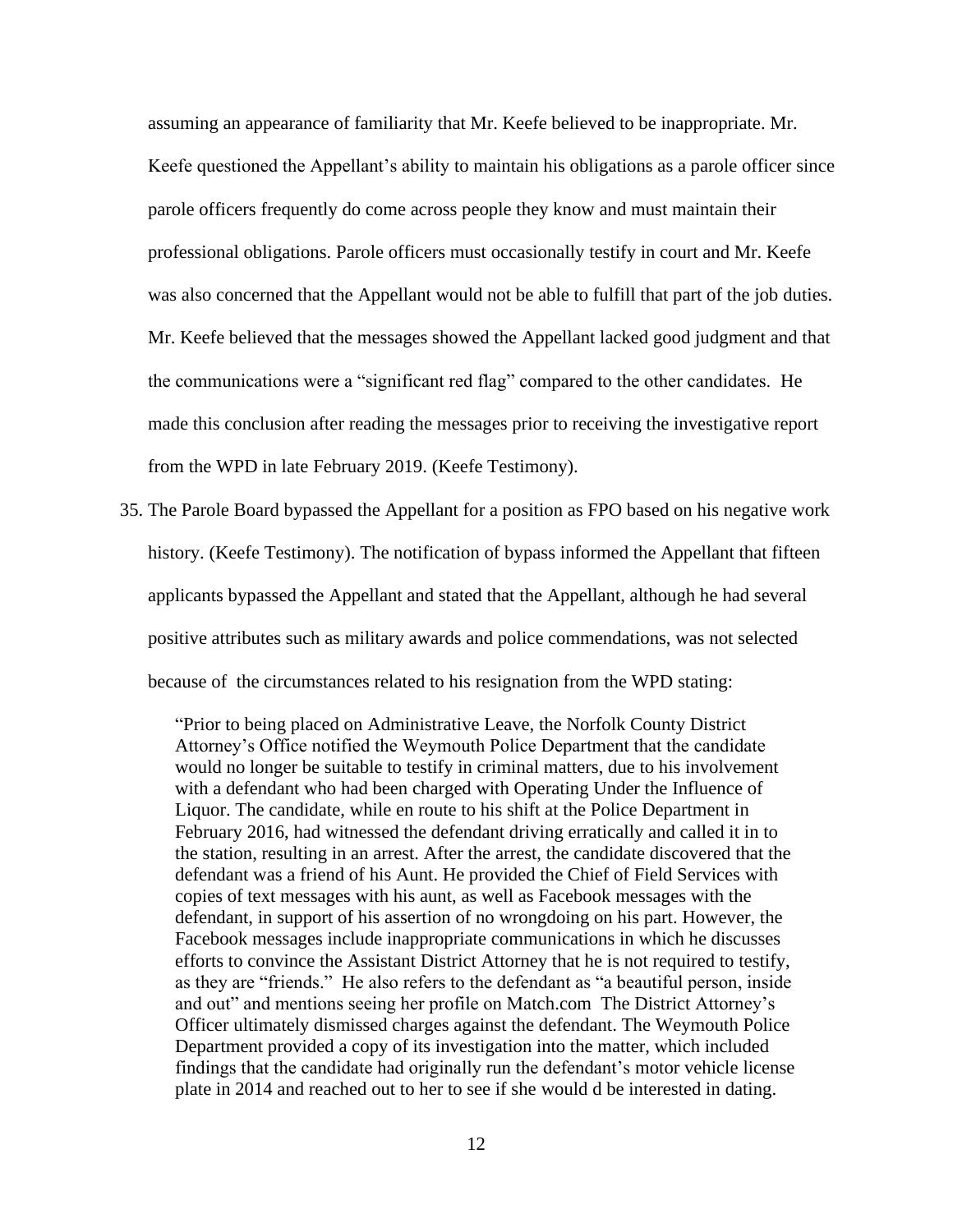assuming an appearance of familiarity that Mr. Keefe believed to be inappropriate. Mr. Keefe questioned the Appellant's ability to maintain his obligations as a parole officer since parole officers frequently do come across people they know and must maintain their professional obligations. Parole officers must occasionally testify in court and Mr. Keefe was also concerned that the Appellant would not be able to fulfill that part of the job duties. Mr. Keefe believed that the messages showed the Appellant lacked good judgment and that the communications were a "significant red flag" compared to the other candidates. He made this conclusion after reading the messages prior to receiving the investigative report from the WPD in late February 2019. (Keefe Testimony).

35. The Parole Board bypassed the Appellant for a position as FPO based on his negative work history. (Keefe Testimony). The notification of bypass informed the Appellant that fifteen applicants bypassed the Appellant and stated that the Appellant, although he had several positive attributes such as military awards and police commendations, was not selected because of the circumstances related to his resignation from the WPD stating:

> "Prior to being placed on Administrative Leave, the Norfolk County District Attorney's Office notified the Weymouth Police Department that the candidate would no longer be suitable to testify in criminal matters, due to his involvement with a defendant who had been charged with Operating Under the Influence of Liquor. The candidate, while en route to his shift at the Police Department in February 2016, had witnessed the defendant driving erratically and called it in to the station, resulting in an arrest. After the arrest, the candidate discovered that the defendant was a friend of his Aunt. He provided the Chief of Field Services with copies of text messages with his aunt, as well as Facebook messages with the defendant, in support of his assertion of no wrongdoing on his part. However, the Facebook messages include inappropriate communications in which he discusses efforts to convince the Assistant District Attorney that he is not required to testify, as they are "friends." He also refers to the defendant as "a beautiful person, inside and out" and mentions seeing her profile on Match.com The District Attorney's Officer ultimately dismissed charges against the defendant. The Weymouth Police Department provided a copy of its investigation into the matter, which included findings that the candidate had originally run the defendant's motor vehicle license plate in 2014 and reached out to her to see if she would d be interested in dating.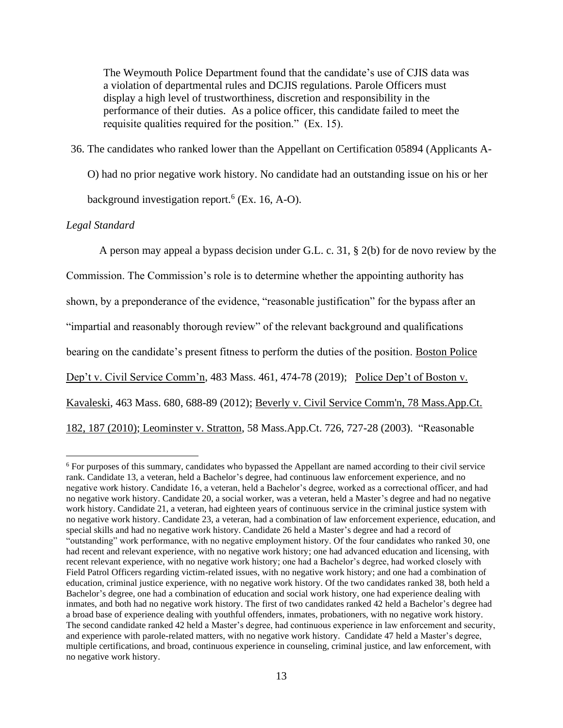The Weymouth Police Department found that the candidate's use of CJIS data was a violation of departmental rules and DCJIS regulations. Parole Officers must display a high level of trustworthiness, discretion and responsibility in the performance of their duties. As a police officer, this candidate failed to meet the requisite qualities required for the position." (Ex. 15).

36. The candidates who ranked lower than the Appellant on Certification 05894 (Applicants A-O) had no prior negative work history. No candidate had an outstanding issue on his or her background investigation report.[6] (Ex. 16, A-O).

*Legal Standard*

A person may appeal a bypass decision under G.L. c. 31, § 2(b) for de novo review by the Commission. The Commission's role is to determine whether the appointing authority has shown, by a preponderance of the evidence, "reasonable justification" for the bypass after an "impartial and reasonably thorough review" of the relevant background and qualifications bearing on the candidate's present fitness to perform the duties of the position. Boston Police Dep't v. Civil Service Comm'n, 483 Mass. 461, 474-78 (2019); Police Dep't of Boston v. Kavaleski, 463 Mass. 680, 688-89 (2012); Beverly v. Civil Service Comm'n, 78 Mass.App.Ct. 182, 187 (2010); Leominster v. Stratton, 58 Mass.App.Ct. 726, 727-28 (2003). "Reasonable

[6] For purposes of this summary, candidates who bypassed the Appellant are named according to their civil service rank. Candidate 13, a veteran, held a Bachelor's degree, had continuous law enforcement experience, and no negative work history. Candidate 16, a veteran, held a Bachelor's degree, worked as a correctional officer, and had no negative work history. Candidate 20, a social worker, was a veteran, held a Master's degree and had no negative work history. Candidate 21, a veteran, had eighteen years of continuous service in the criminal justice system with no negative work history. Candidate 23, a veteran, had a combination of law enforcement experience, education, and special skills and had no negative work history. Candidate 26 held a Master's degree and had a record of "outstanding" work performance, with no negative employment history. Of the four candidates who ranked 30, one had recent and relevant experience, with no negative work history; one had advanced education and licensing, with recent relevant experience, with no negative work history; one had a Bachelor's degree, had worked closely with Field Patrol Officers regarding victim-related issues, with no negative work history; and one had a combination of education, criminal justice experience, with no negative work history. Of the two candidates ranked 38, both held a Bachelor's degree, one had a combination of education and social work history, one had experience dealing with inmates, and both had no negative work history. The first of two candidates ranked 42 held a Bachelor's degree had a broad base of experience dealing with youthful offenders, inmates, probationers, with no negative work history. The second candidate ranked 42 held a Master's degree, had continuous experience in law enforcement and security, and experience with parole-related matters, with no negative work history. Candidate 47 held a Master's degree, multiple certifications, and broad, continuous experience in counseling, criminal justice, and law enforcement, with no negative work history.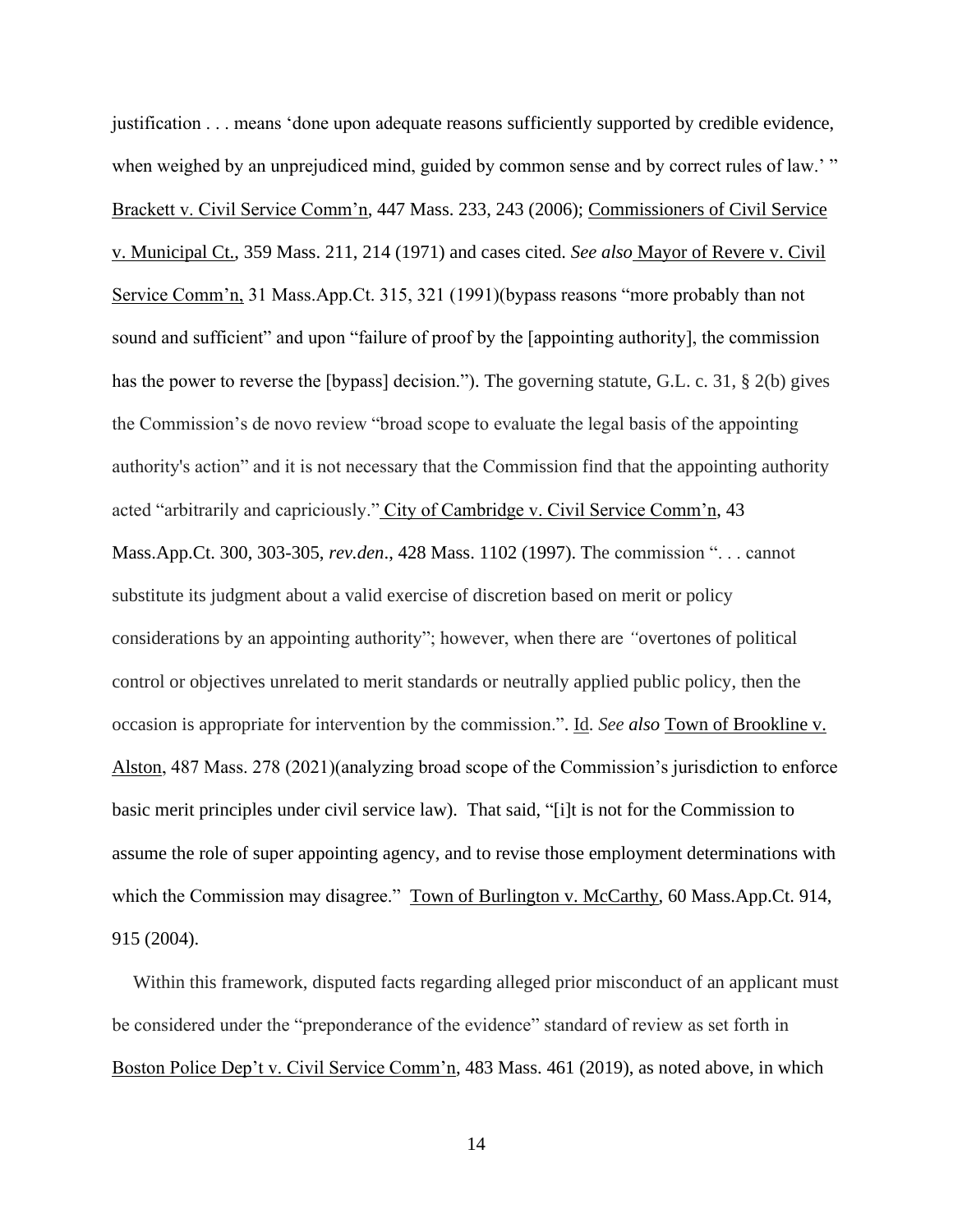justification . . . means 'done upon adequate reasons sufficiently supported by credible evidence, when weighed by an unprejudiced mind, guided by common sense and by correct rules of law.' " Brackett v. Civil Service Comm'n, 447 Mass. 233, 243 (2006); Commissioners of Civil Service v. Municipal Ct., 359 Mass. 211, 214 (1971) and cases cited. *See also* Mayor of Revere v. Civil Service Comm'n, 31 Mass.App.Ct. 315, 321 (1991)(bypass reasons "more probably than not sound and sufficient" and upon "failure of proof by the [appointing authority], the commission has the power to reverse the [bypass] decision."). The governing statute, G.L. c. 31, § 2(b) gives the Commission's de novo review "broad scope to evaluate the legal basis of the appointing authority's action" and it is not necessary that the Commission find that the appointing authority acted "arbitrarily and capriciously." City of Cambridge v. Civil Service Comm'n, 43 Mass.App.Ct. 300, 303-305, *rev.den*., 428 Mass. 1102 (1997). The commission ". . . cannot substitute its judgment about a valid exercise of discretion based on merit or policy considerations by an appointing authority"; however, when there are "overtones of political control or objectives unrelated to merit standards or neutrally applied public policy, then the occasion is appropriate for intervention by the commission.". Id. *See also* Town of Brookline v. Alston, 487 Mass. 278 (2021)(analyzing broad scope of the Commission's jurisdiction to enforce basic merit principles under civil service law). That said, "[i]t is not for the Commission to assume the role of super appointing agency, and to revise those employment determinations with which the Commission may disagree." Town of Burlington v. McCarthy, 60 Mass.App.Ct. 914, 915 (2004).

Within this framework, disputed facts regarding alleged prior misconduct of an applicant must be considered under the "preponderance of the evidence" standard of review as set forth in Boston Police Dep't v. Civil Service Comm'n, 483 Mass. 461 (2019), as noted above, in which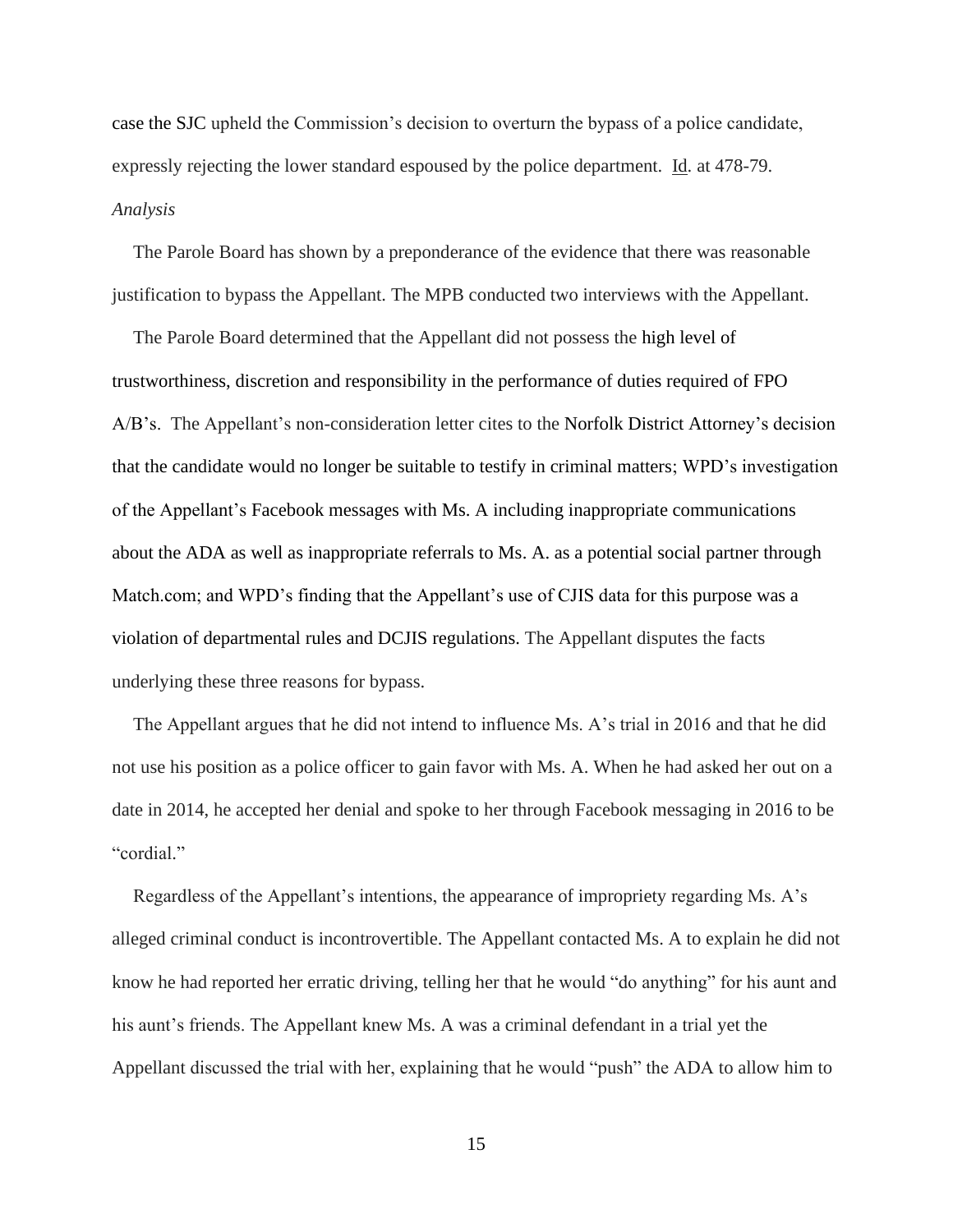case the SJC upheld the Commission's decision to overturn the bypass of a police candidate, expressly rejecting the lower standard espoused by the police department. Id. at 478-79.

*Analysis*

The Parole Board has shown by a preponderance of the evidence that there was reasonable justification to bypass the Appellant. The MPB conducted two interviews with the Appellant.

The Parole Board determined that the Appellant did not possess the high level of trustworthiness, discretion and responsibility in the performance of duties required of FPO A/B's. The Appellant's non-consideration letter cites to the Norfolk District Attorney's decision that the candidate would no longer be suitable to testify in criminal matters; WPD's investigation of the Appellant's Facebook messages with Ms. A including inappropriate communications about the ADA as well as inappropriate referrals to Ms. A. as a potential social partner through Match.com; and WPD's finding that the Appellant's use of CJIS data for this purpose was a violation of departmental rules and DCJIS regulations. The Appellant disputes the facts underlying these three reasons for bypass.

The Appellant argues that he did not intend to influence Ms. A's trial in 2016 and that he did not use his position as a police officer to gain favor with Ms. A. When he had asked her out on a date in 2014, he accepted her denial and spoke to her through Facebook messaging in 2016 to be "cordial."

Regardless of the Appellant's intentions, the appearance of impropriety regarding Ms. A's alleged criminal conduct is incontrovertible. The Appellant contacted Ms. A to explain he did not know he had reported her erratic driving, telling her that he would "do anything" for his aunt and his aunt's friends. The Appellant knew Ms. A was a criminal defendant in a trial yet the Appellant discussed the trial with her, explaining that he would "push" the ADA to allow him to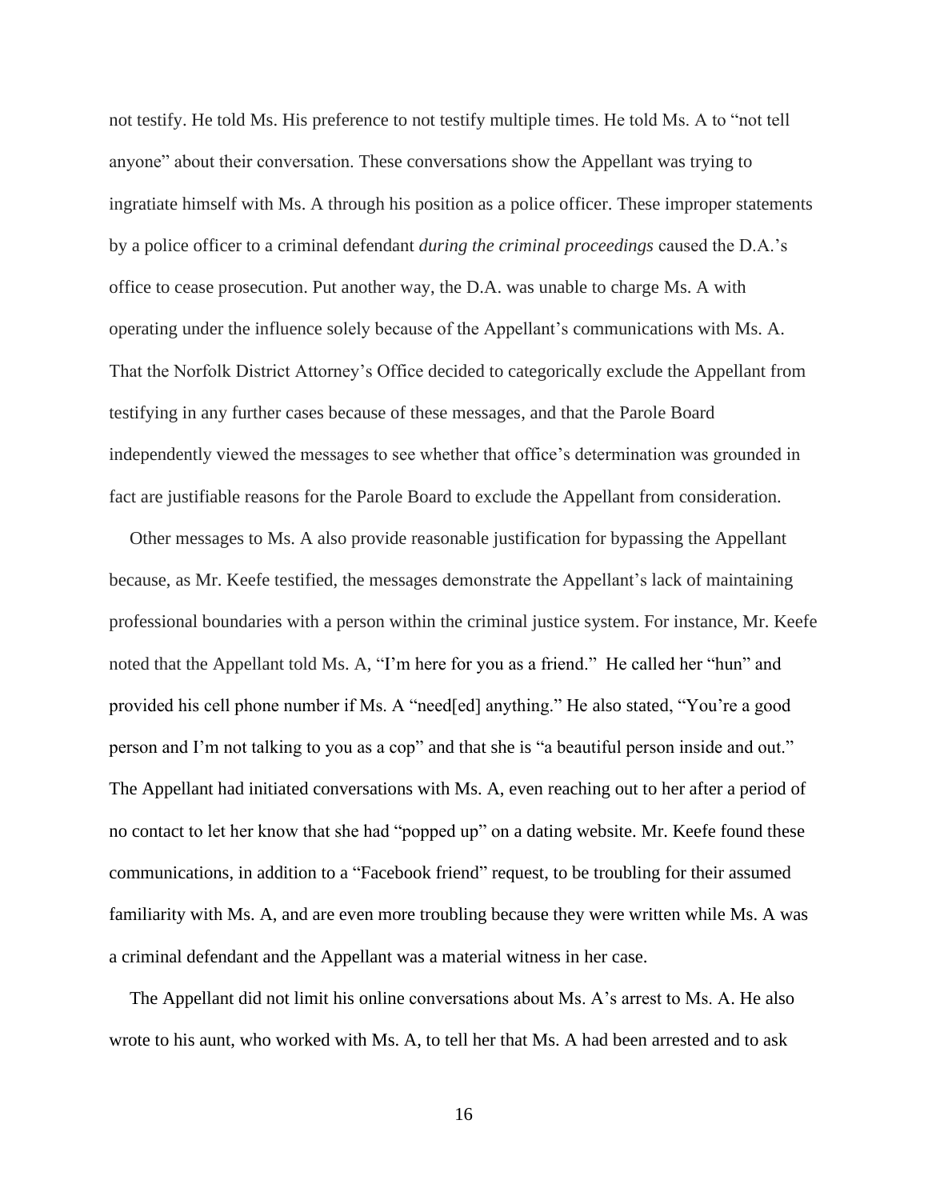not testify. He told Ms. His preference to not testify multiple times. He told Ms. A to "not tell anyone" about their conversation. These conversations show the Appellant was trying to ingratiate himself with Ms. A through his position as a police officer. These improper statements by a police officer to a criminal defendant *during the criminal proceedings* caused the D.A.'s office to cease prosecution. Put another way, the D.A. was unable to charge Ms. A with operating under the influence solely because of the Appellant's communications with Ms. A. That the Norfolk District Attorney's Office decided to categorically exclude the Appellant from testifying in any further cases because of these messages, and that the Parole Board independently viewed the messages to see whether that office's determination was grounded in fact are justifiable reasons for the Parole Board to exclude the Appellant from consideration.

Other messages to Ms. A also provide reasonable justification for bypassing the Appellant because, as Mr. Keefe testified, the messages demonstrate the Appellant's lack of maintaining professional boundaries with a person within the criminal justice system. For instance, Mr. Keefe noted that the Appellant told Ms. A, "I'm here for you as a friend." He called her "hun" and provided his cell phone number if Ms. A "need[ed] anything." He also stated, "You're a good person and I'm not talking to you as a cop" and that she is "a beautiful person inside and out." The Appellant had initiated conversations with Ms. A, even reaching out to her after a period of no contact to let her know that she had "popped up" on a dating website. Mr. Keefe found these communications, in addition to a "Facebook friend" request, to be troubling for their assumed familiarity with Ms. A, and are even more troubling because they were written while Ms. A was a criminal defendant and the Appellant was a material witness in her case.

The Appellant did not limit his online conversations about Ms. A's arrest to Ms. A. He also wrote to his aunt, who worked with Ms. A, to tell her that Ms. A had been arrested and to ask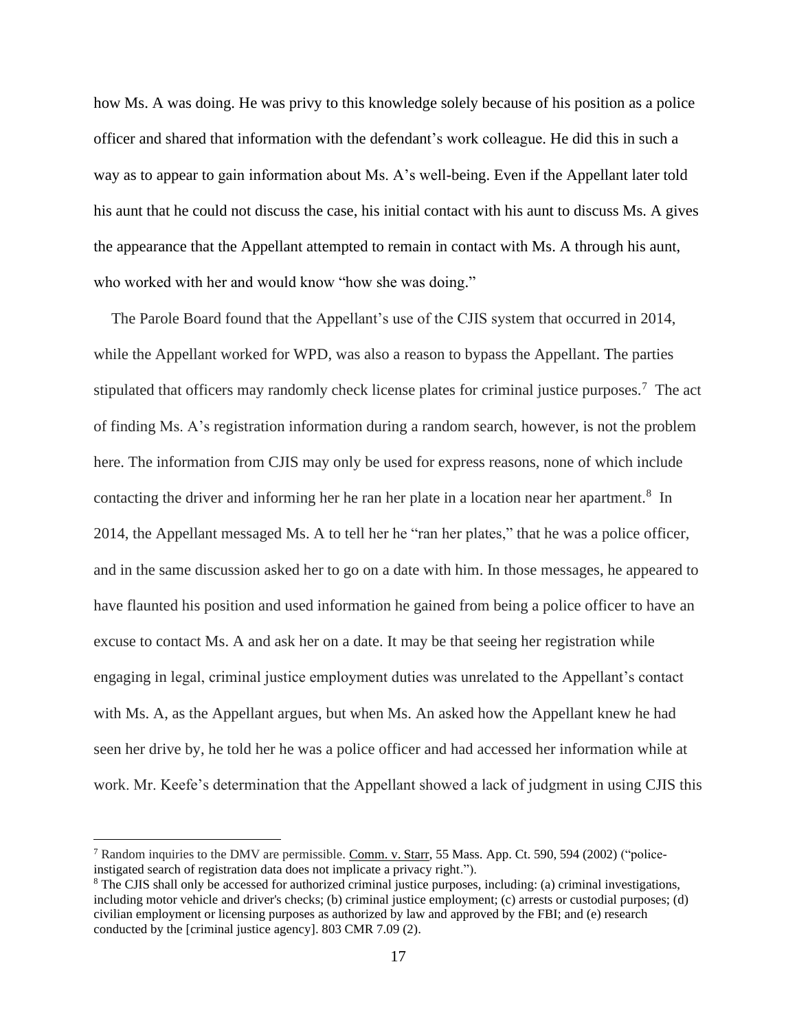how Ms. A was doing. He was privy to this knowledge solely because of his position as a police officer and shared that information with the defendant's work colleague. He did this in such a way as to appear to gain information about Ms. A's well-being. Even if the Appellant later told his aunt that he could not discuss the case, his initial contact with his aunt to discuss Ms. A gives the appearance that the Appellant attempted to remain in contact with Ms. A through his aunt, who worked with her and would know "how she was doing."

The Parole Board found that the Appellant's use of the CJIS system that occurred in 2014, while the Appellant worked for WPD, was also a reason to bypass the Appellant. The parties stipulated that officers may randomly check license plates for criminal justice purposes.[7] The act of finding Ms. A's registration information during a random search, however, is not the problem here. The information from CJIS may only be used for express reasons, none of which include contacting the driver and informing her he ran her plate in a location near her apartment.[8] In 2014, the Appellant messaged Ms. A to tell her he "ran her plates," that he was a police officer, and in the same discussion asked her to go on a date with him. In those messages, he appeared to have flaunted his position and used information he gained from being a police officer to have an excuse to contact Ms. A and ask her on a date. It may be that seeing her registration while engaging in legal, criminal justice employment duties was unrelated to the Appellant's contact with Ms. A, as the Appellant argues, but when Ms. An asked how the Appellant knew he had seen her drive by, he told her he was a police officer and had accessed her information while at work. Mr. Keefe's determination that the Appellant showed a lack of judgment in using CJIS this

---

[7] Random inquiries to the DMV are permissible. Comm. v. Starr, 55 Mass. App. Ct. 590, 594 (2002) ("police-instigated search of registration data does not implicate a privacy right.").

[8] The CJIS shall only be accessed for authorized criminal justice purposes, including: (a) criminal investigations, including motor vehicle and driver's checks; (b) criminal justice employment; (c) arrests or custodial purposes; (d) civilian employment or licensing purposes as authorized by law and approved by the FBI; and (e) research conducted by the [criminal justice agency]. 803 CMR 7.09 (2).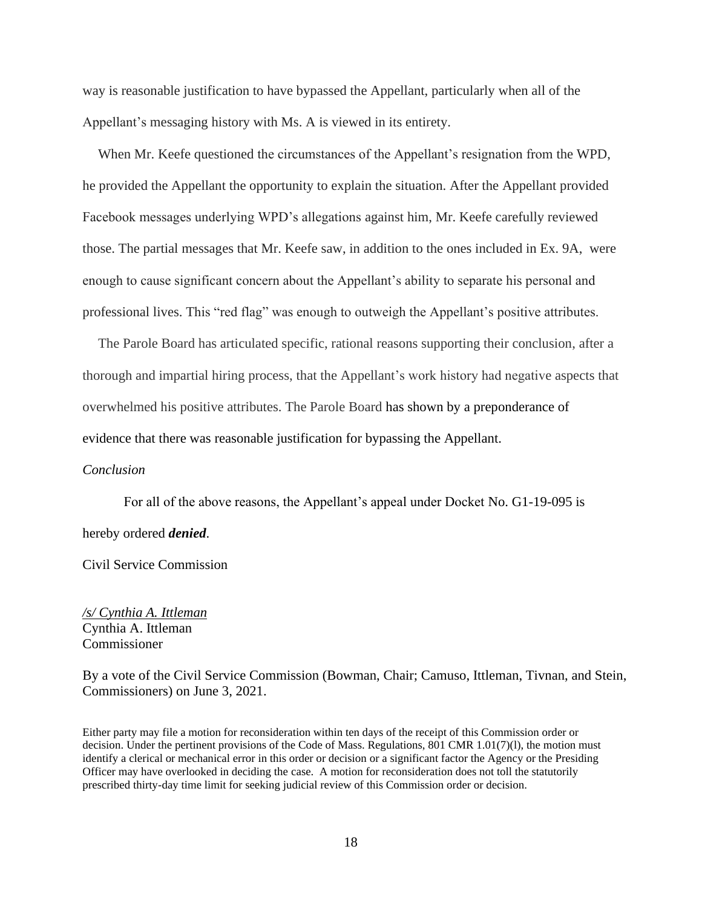way is reasonable justification to have bypassed the Appellant, particularly when all of the Appellant's messaging history with Ms. A is viewed in its entirety.

When Mr. Keefe questioned the circumstances of the Appellant's resignation from the WPD, he provided the Appellant the opportunity to explain the situation. After the Appellant provided Facebook messages underlying WPD's allegations against him, Mr. Keefe carefully reviewed those. The partial messages that Mr. Keefe saw, in addition to the ones included in Ex. 9A, were enough to cause significant concern about the Appellant's ability to separate his personal and professional lives. This "red flag" was enough to outweigh the Appellant's positive attributes.

The Parole Board has articulated specific, rational reasons supporting their conclusion, after a thorough and impartial hiring process, that the Appellant's work history had negative aspects that overwhelmed his positive attributes. The Parole Board has shown by a preponderance of evidence that there was reasonable justification for bypassing the Appellant.

*Conclusion*

For all of the above reasons, the Appellant's appeal under Docket No. G1-19-095 is hereby ordered ***denied***.

Civil Service Commission

*/s/ Cynthia A. Ittleman*
Cynthia A. Ittleman
Commissioner

By a vote of the Civil Service Commission (Bowman, Chair; Camuso, Ittleman, Tivnan, and Stein, Commissioners) on June 3, 2021.

Either party may file a motion for reconsideration within ten days of the receipt of this Commission order or decision. Under the pertinent provisions of the Code of Mass. Regulations, 801 CMR 1.01(7)(l), the motion must identify a clerical or mechanical error in this order or decision or a significant factor the Agency or the Presiding Officer may have overlooked in deciding the case. A motion for reconsideration does not toll the statutorily prescribed thirty-day time limit for seeking judicial review of this Commission order or decision.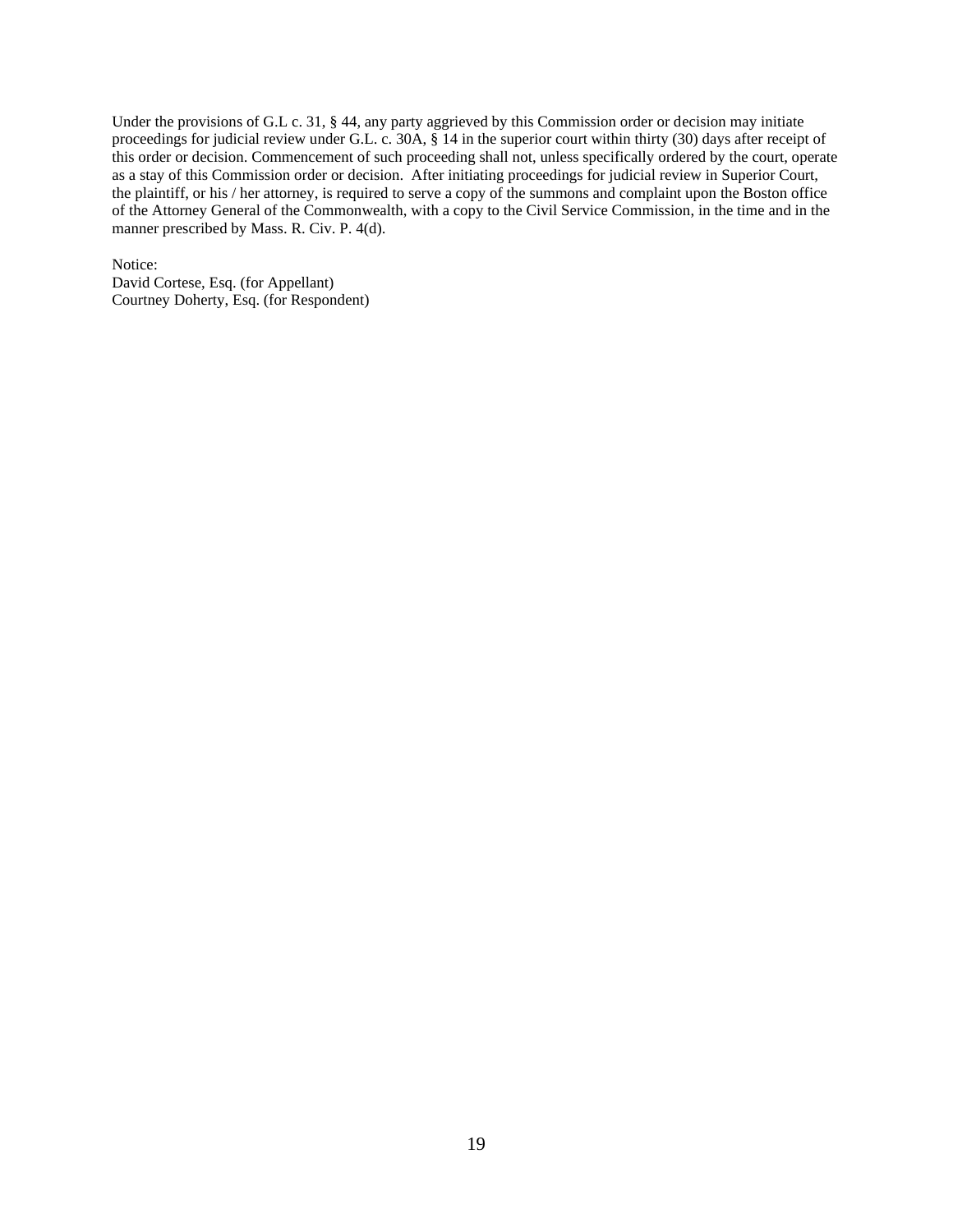Under the provisions of G.L c. 31, § 44, any party aggrieved by this Commission order or decision may initiate proceedings for judicial review under G.L. c. 30A, § 14 in the superior court within thirty (30) days after receipt of this order or decision. Commencement of such proceeding shall not, unless specifically ordered by the court, operate as a stay of this Commission order or decision. After initiating proceedings for judicial review in Superior Court, the plaintiff, or his / her attorney, is required to serve a copy of the summons and complaint upon the Boston office of the Attorney General of the Commonwealth, with a copy to the Civil Service Commission, in the time and in the manner prescribed by Mass. R. Civ. P. 4(d).

Notice:
David Cortese, Esq. (for Appellant)
Courtney Doherty, Esq. (for Respondent)